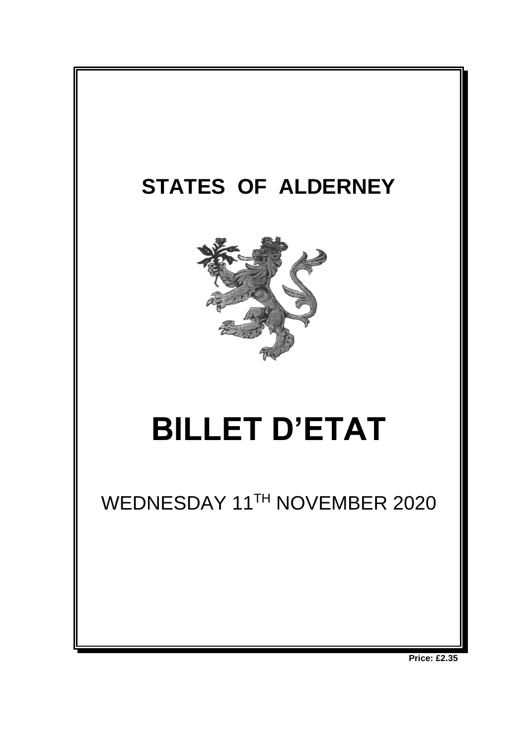# STATES OF ALDERNEY

# BILLET D'ETAT

WEDNESDAY 11TH NOVEMBER 2020

**Price: £2.35**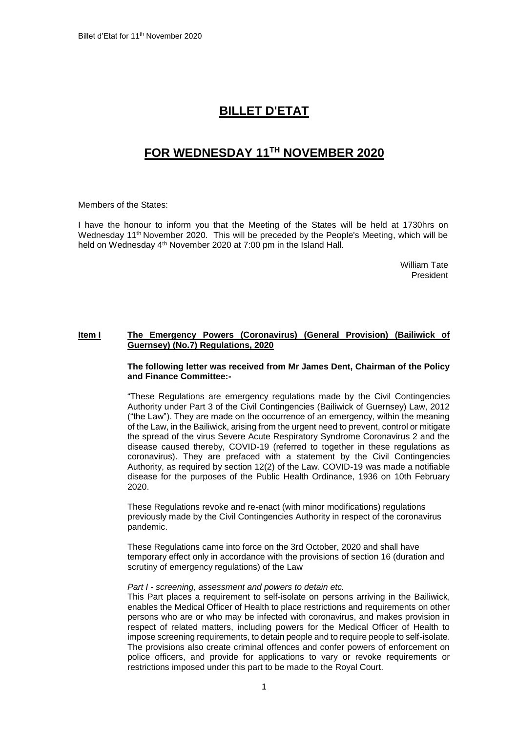# **BILLET D'ETAT**

# **FOR WEDNESDAY 11TH NOVEMBER 2020**

Members of the States:

I have the honour to inform you that the Meeting of the States will be held at 1730hrs on Wednesday 11th November 2020. This will be preceded by the People's Meeting, which will be held on Wednesday 4th November 2020 at 7:00 pm in the Island Hall.

William Tate
President

## **Item I** **The Emergency Powers (Coronavirus) (General Provision) (Bailiwick of Guernsey) (No.7) Regulations, 2020**

**The following letter was received from Mr James Dent, Chairman of the Policy and Finance Committee:-**

"These Regulations are emergency regulations made by the Civil Contingencies Authority under Part 3 of the Civil Contingencies (Bailiwick of Guernsey) Law, 2012 ("the Law"). They are made on the occurrence of an emergency, within the meaning of the Law, in the Bailiwick, arising from the urgent need to prevent, control or mitigate the spread of the virus Severe Acute Respiratory Syndrome Coronavirus 2 and the disease caused thereby, COVID-19 (referred to together in these regulations as coronavirus). They are prefaced with a statement by the Civil Contingencies Authority, as required by section 12(2) of the Law. COVID-19 was made a notifiable disease for the purposes of the Public Health Ordinance, 1936 on 10th February 2020.

These Regulations revoke and re-enact (with minor modifications) regulations previously made by the Civil Contingencies Authority in respect of the coronavirus pandemic.

These Regulations came into force on the 3rd October, 2020 and shall have temporary effect only in accordance with the provisions of section 16 (duration and scrutiny of emergency regulations) of the Law

*Part I - screening, assessment and powers to detain etc.*
This Part places a requirement to self-isolate on persons arriving in the Bailiwick, enables the Medical Officer of Health to place restrictions and requirements on other persons who are or who may be infected with coronavirus, and makes provision in respect of related matters, including powers for the Medical Officer of Health to impose screening requirements, to detain people and to require people to self-isolate. The provisions also create criminal offences and confer powers of enforcement on police officers, and provide for applications to vary or revoke requirements or restrictions imposed under this part to be made to the Royal Court.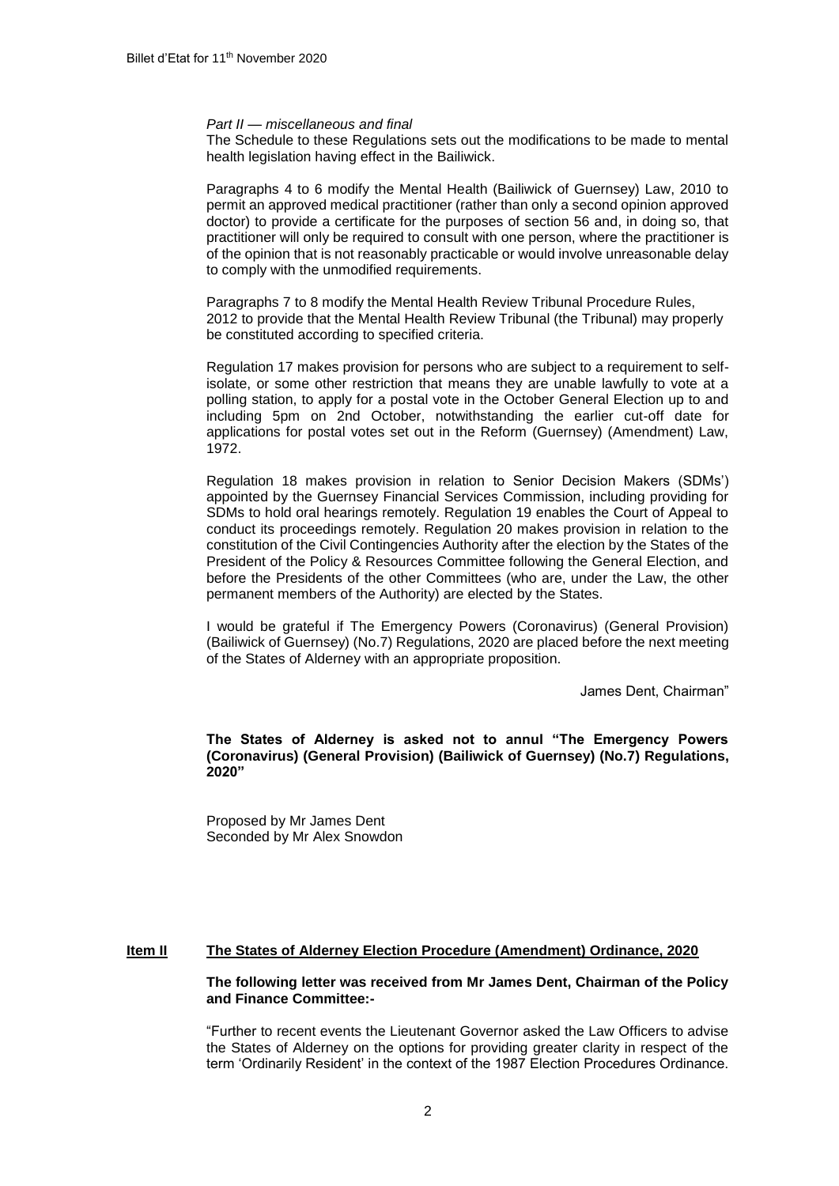*Part II — miscellaneous and final*

The Schedule to these Regulations sets out the modifications to be made to mental health legislation having effect in the Bailiwick.

Paragraphs 4 to 6 modify the Mental Health (Bailiwick of Guernsey) Law, 2010 to permit an approved medical practitioner (rather than only a second opinion approved doctor) to provide a certificate for the purposes of section 56 and, in doing so, that practitioner will only be required to consult with one person, where the practitioner is of the opinion that is not reasonably practicable or would involve unreasonable delay to comply with the unmodified requirements.

Paragraphs 7 to 8 modify the Mental Health Review Tribunal Procedure Rules, 2012 to provide that the Mental Health Review Tribunal (the Tribunal) may properly be constituted according to specified criteria.

Regulation 17 makes provision for persons who are subject to a requirement to self-isolate, or some other restriction that means they are unable lawfully to vote at a polling station, to apply for a postal vote in the October General Election up to and including 5pm on 2nd October, notwithstanding the earlier cut-off date for applications for postal votes set out in the Reform (Guernsey) (Amendment) Law, 1972.

Regulation 18 makes provision in relation to Senior Decision Makers (SDMs') appointed by the Guernsey Financial Services Commission, including providing for SDMs to hold oral hearings remotely. Regulation 19 enables the Court of Appeal to conduct its proceedings remotely. Regulation 20 makes provision in relation to the constitution of the Civil Contingencies Authority after the election by the States of the President of the Policy & Resources Committee following the General Election, and before the Presidents of the other Committees (who are, under the Law, the other permanent members of the Authority) are elected by the States.

I would be grateful if The Emergency Powers (Coronavirus) (General Provision) (Bailiwick of Guernsey) (No.7) Regulations, 2020 are placed before the next meeting of the States of Alderney with an appropriate proposition.

James Dent, Chairman"

**The States of Alderney is asked not to annul "The Emergency Powers (Coronavirus) (General Provision) (Bailiwick of Guernsey) (No.7) Regulations, 2020"**

Proposed by Mr James Dent
Seconded by Mr Alex Snowdon

## **Item II** **The States of Alderney Election Procedure (Amendment) Ordinance, 2020**

**The following letter was received from Mr James Dent, Chairman of the Policy and Finance Committee:-**

"Further to recent events the Lieutenant Governor asked the Law Officers to advise the States of Alderney on the options for providing greater clarity in respect of the term 'Ordinarily Resident' in the context of the 1987 Election Procedures Ordinance.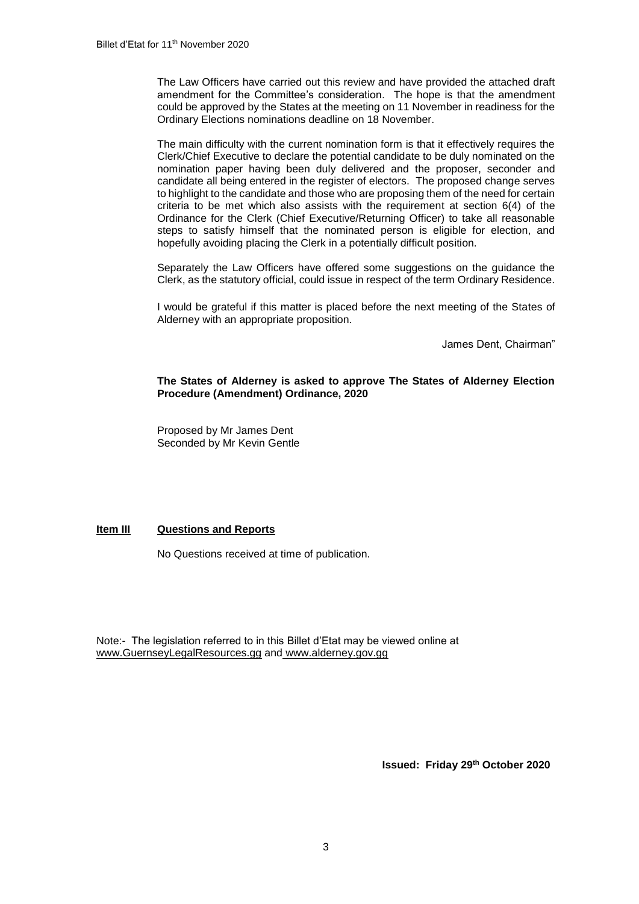The Law Officers have carried out this review and have provided the attached draft amendment for the Committee's consideration. The hope is that the amendment could be approved by the States at the meeting on 11 November in readiness for the Ordinary Elections nominations deadline on 18 November.

The main difficulty with the current nomination form is that it effectively requires the Clerk/Chief Executive to declare the potential candidate to be duly nominated on the nomination paper having been duly delivered and the proposer, seconder and candidate all being entered in the register of electors. The proposed change serves to highlight to the candidate and those who are proposing them of the need for certain criteria to be met which also assists with the requirement at section 6(4) of the Ordinance for the Clerk (Chief Executive/Returning Officer) to take all reasonable steps to satisfy himself that the nominated person is eligible for election, and hopefully avoiding placing the Clerk in a potentially difficult position.

Separately the Law Officers have offered some suggestions on the guidance the Clerk, as the statutory official, could issue in respect of the term Ordinary Residence.

I would be grateful if this matter is placed before the next meeting of the States of Alderney with an appropriate proposition.

James Dent, Chairman"

**The States of Alderney is asked to approve The States of Alderney Election Procedure (Amendment) Ordinance, 2020**

Proposed by Mr James Dent
Seconded by Mr Kevin Gentle

## Item III Questions and Reports

No Questions received at time of publication.

Note:- The legislation referred to in this Billet d'Etat may be viewed online at www.GuernseyLegalResources.gg and www.alderney.gov.gg

**Issued: Friday 29th October 2020**